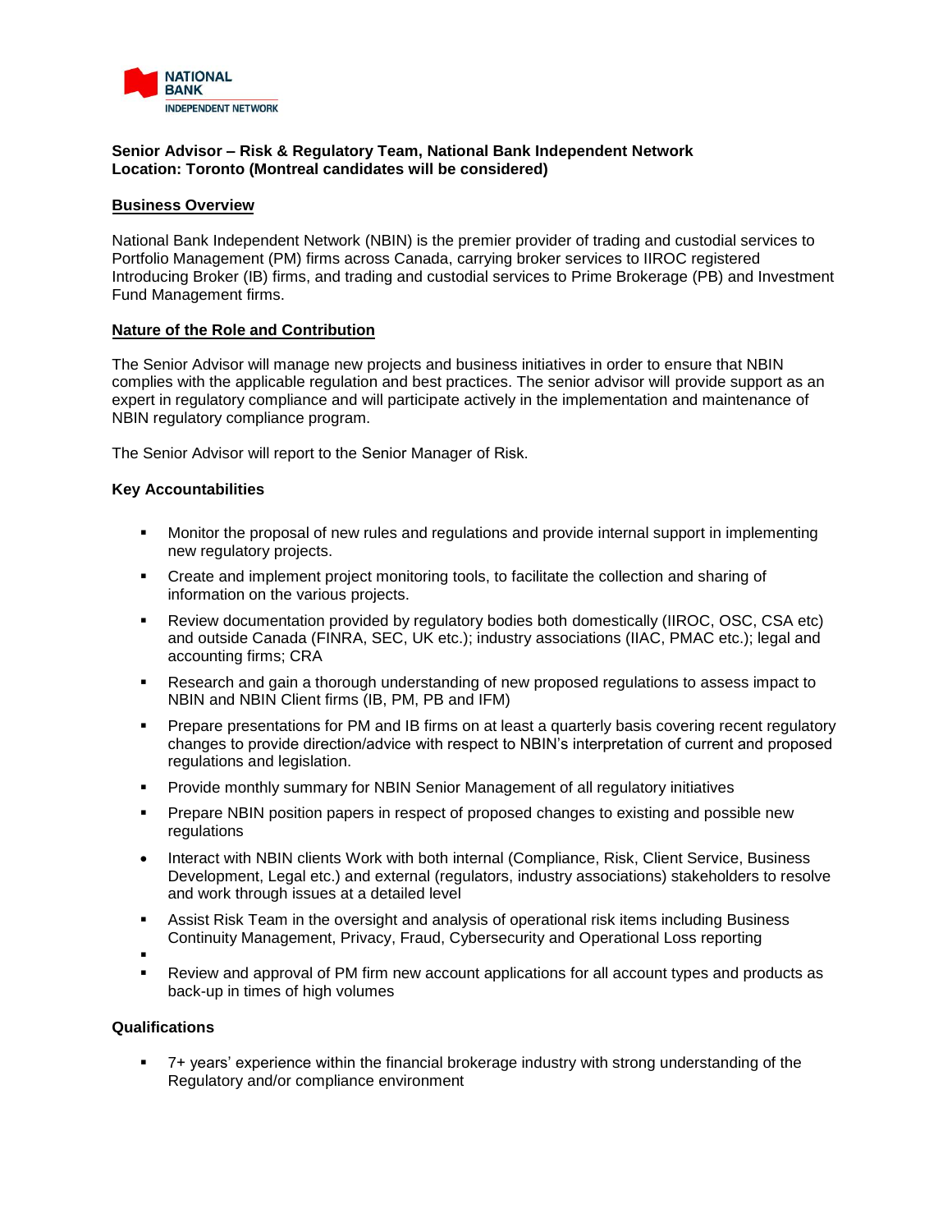NATIONAL BANK INDEPENDENT NETWORK

**Senior Advisor – Risk & Regulatory Team, National Bank Independent Network**
**Location: Toronto (Montreal candidates will be considered)**

## Business Overview

National Bank Independent Network (NBIN) is the premier provider of trading and custodial services to Portfolio Management (PM) firms across Canada, carrying broker services to IIROC registered Introducing Broker (IB) firms, and trading and custodial services to Prime Brokerage (PB) and Investment Fund Management firms.

## Nature of the Role and Contribution

The Senior Advisor will manage new projects and business initiatives in order to ensure that NBIN complies with the applicable regulation and best practices. The senior advisor will provide support as an expert in regulatory compliance and will participate actively in the implementation and maintenance of NBIN regulatory compliance program.

The Senior Advisor will report to the Senior Manager of Risk.

### Key Accountabilities

- Monitor the proposal of new rules and regulations and provide internal support in implementing new regulatory projects.
- Create and implement project monitoring tools, to facilitate the collection and sharing of information on the various projects.
- Review documentation provided by regulatory bodies both domestically (IIROC, OSC, CSA etc) and outside Canada (FINRA, SEC, UK etc.); industry associations (IIAC, PMAC etc.); legal and accounting firms; CRA
- Research and gain a thorough understanding of new proposed regulations to assess impact to NBIN and NBIN Client firms (IB, PM, PB and IFM)
- Prepare presentations for PM and IB firms on at least a quarterly basis covering recent regulatory changes to provide direction/advice with respect to NBIN's interpretation of current and proposed regulations and legislation.
- Provide monthly summary for NBIN Senior Management of all regulatory initiatives
- Prepare NBIN position papers in respect of proposed changes to existing and possible new regulations
- Interact with NBIN clients Work with both internal (Compliance, Risk, Client Service, Business Development, Legal etc.) and external (regulators, industry associations) stakeholders to resolve and work through issues at a detailed level
- Assist Risk Team in the oversight and analysis of operational risk items including Business Continuity Management, Privacy, Fraud, Cybersecurity and Operational Loss reporting
- Review and approval of PM firm new account applications for all account types and products as back-up in times of high volumes

### Qualifications

- 7+ years' experience within the financial brokerage industry with strong understanding of the Regulatory and/or compliance environment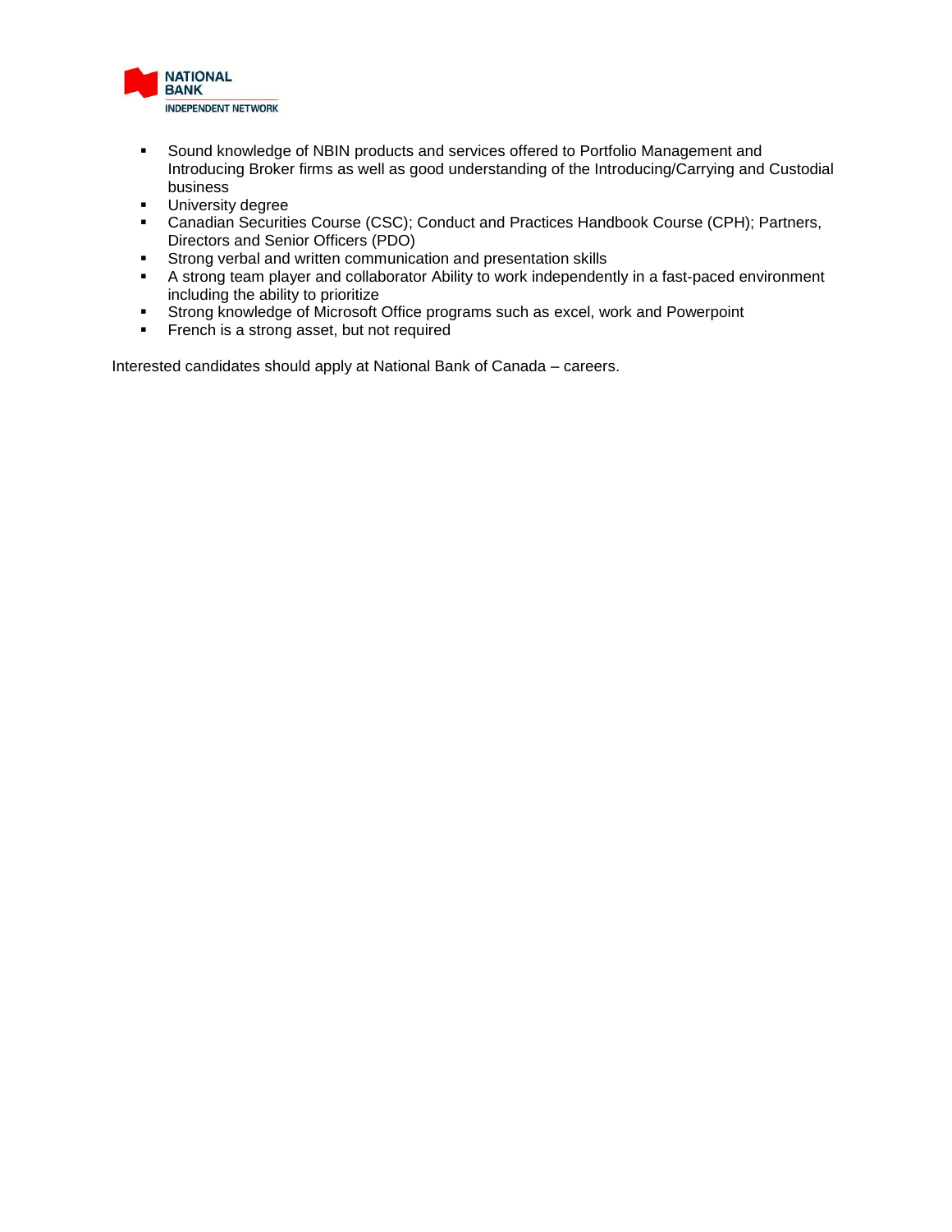- Sound knowledge of NBIN products and services offered to Portfolio Management and Introducing Broker firms as well as good understanding of the Introducing/Carrying and Custodial business
- University degree
- Canadian Securities Course (CSC); Conduct and Practices Handbook Course (CPH); Partners, Directors and Senior Officers (PDO)
- Strong verbal and written communication and presentation skills
- A strong team player and collaborator Ability to work independently in a fast-paced environment including the ability to prioritize
- Strong knowledge of Microsoft Office programs such as excel, work and Powerpoint
- French is a strong asset, but not required

Interested candidates should apply at National Bank of Canada – careers.